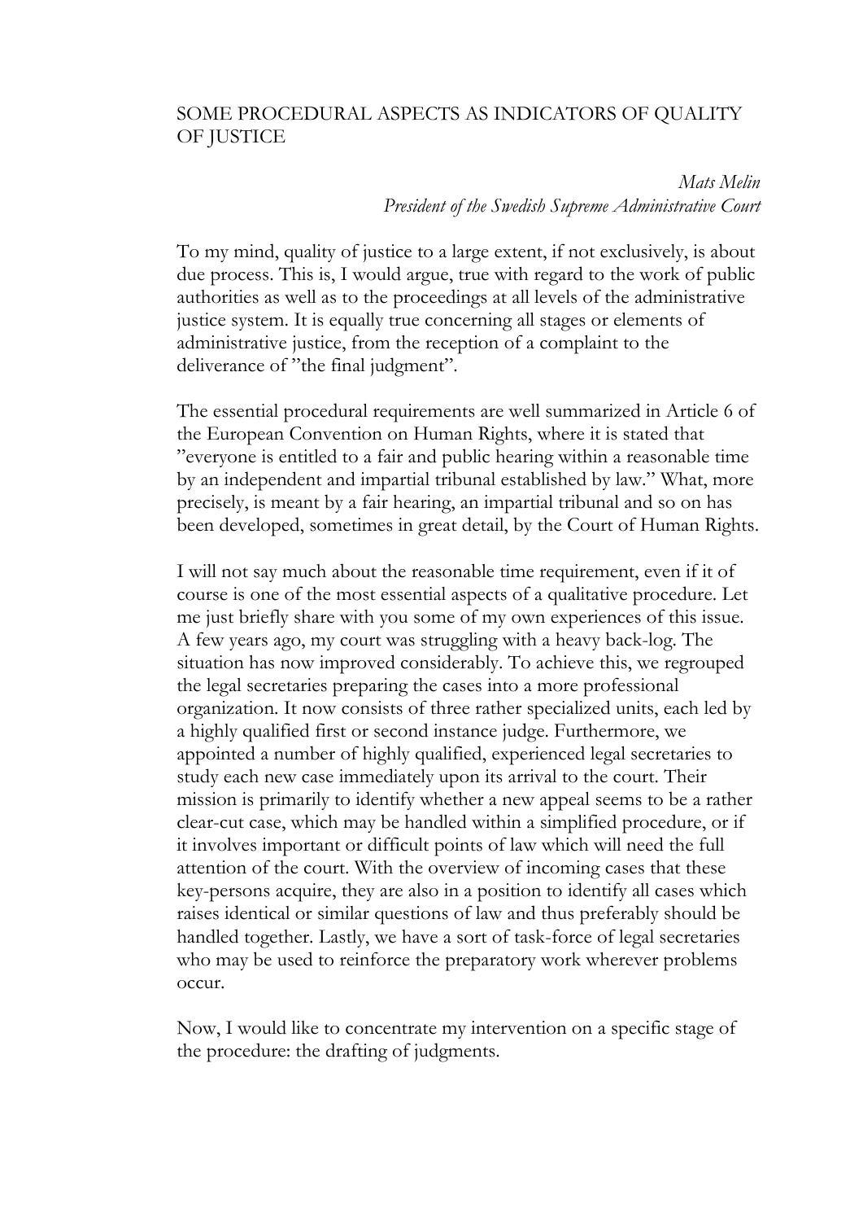# SOME PROCEDURAL ASPECTS AS INDICATORS OF QUALITY OF JUSTICE

*Mats Melin*
*President of the Swedish Supreme Administrative Court*

To my mind, quality of justice to a large extent, if not exclusively, is about due process. This is, I would argue, true with regard to the work of public authorities as well as to the proceedings at all levels of the administrative justice system. It is equally true concerning all stages or elements of administrative justice, from the reception of a complaint to the deliverance of "the final judgment".

The essential procedural requirements are well summarized in Article 6 of the European Convention on Human Rights, where it is stated that "everyone is entitled to a fair and public hearing within a reasonable time by an independent and impartial tribunal established by law." What, more precisely, is meant by a fair hearing, an impartial tribunal and so on has been developed, sometimes in great detail, by the Court of Human Rights.

I will not say much about the reasonable time requirement, even if it of course is one of the most essential aspects of a qualitative procedure. Let me just briefly share with you some of my own experiences of this issue. A few years ago, my court was struggling with a heavy back-log. The situation has now improved considerably. To achieve this, we regrouped the legal secretaries preparing the cases into a more professional organization. It now consists of three rather specialized units, each led by a highly qualified first or second instance judge. Furthermore, we appointed a number of highly qualified, experienced legal secretaries to study each new case immediately upon its arrival to the court. Their mission is primarily to identify whether a new appeal seems to be a rather clear-cut case, which may be handled within a simplified procedure, or if it involves important or difficult points of law which will need the full attention of the court. With the overview of incoming cases that these key-persons acquire, they are also in a position to identify all cases which raises identical or similar questions of law and thus preferably should be handled together. Lastly, we have a sort of task-force of legal secretaries who may be used to reinforce the preparatory work wherever problems occur.

Now, I would like to concentrate my intervention on a specific stage of the procedure: the drafting of judgments.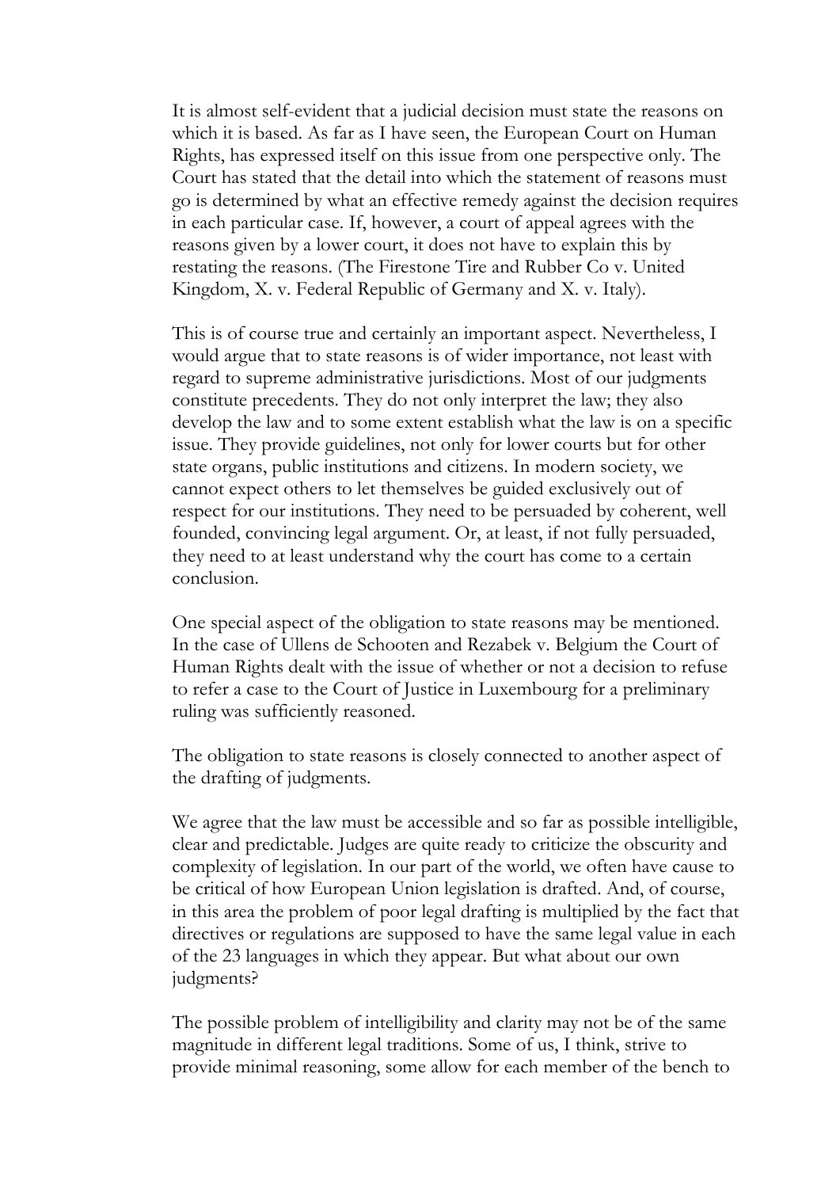It is almost self-evident that a judicial decision must state the reasons on which it is based. As far as I have seen, the European Court on Human Rights, has expressed itself on this issue from one perspective only. The Court has stated that the detail into which the statement of reasons must go is determined by what an effective remedy against the decision requires in each particular case. If, however, a court of appeal agrees with the reasons given by a lower court, it does not have to explain this by restating the reasons. (The Firestone Tire and Rubber Co v. United Kingdom, X. v. Federal Republic of Germany and X. v. Italy).

This is of course true and certainly an important aspect. Nevertheless, I would argue that to state reasons is of wider importance, not least with regard to supreme administrative jurisdictions. Most of our judgments constitute precedents. They do not only interpret the law; they also develop the law and to some extent establish what the law is on a specific issue. They provide guidelines, not only for lower courts but for other state organs, public institutions and citizens. In modern society, we cannot expect others to let themselves be guided exclusively out of respect for our institutions. They need to be persuaded by coherent, well founded, convincing legal argument. Or, at least, if not fully persuaded, they need to at least understand why the court has come to a certain conclusion.

One special aspect of the obligation to state reasons may be mentioned. In the case of Ullens de Schooten and Rezabek v. Belgium the Court of Human Rights dealt with the issue of whether or not a decision to refuse to refer a case to the Court of Justice in Luxembourg for a preliminary ruling was sufficiently reasoned.

The obligation to state reasons is closely connected to another aspect of the drafting of judgments.

We agree that the law must be accessible and so far as possible intelligible, clear and predictable. Judges are quite ready to criticize the obscurity and complexity of legislation. In our part of the world, we often have cause to be critical of how European Union legislation is drafted. And, of course, in this area the problem of poor legal drafting is multiplied by the fact that directives or regulations are supposed to have the same legal value in each of the 23 languages in which they appear. But what about our own judgments?

The possible problem of intelligibility and clarity may not be of the same magnitude in different legal traditions. Some of us, I think, strive to provide minimal reasoning, some allow for each member of the bench to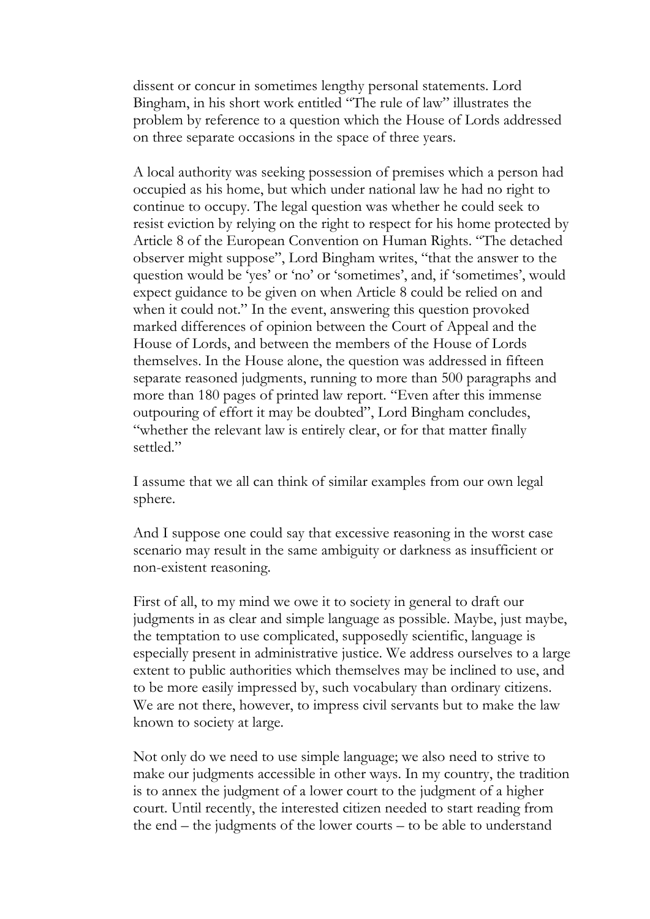dissent or concur in sometimes lengthy personal statements. Lord Bingham, in his short work entitled "The rule of law" illustrates the problem by reference to a question which the House of Lords addressed on three separate occasions in the space of three years.

A local authority was seeking possession of premises which a person had occupied as his home, but which under national law he had no right to continue to occupy. The legal question was whether he could seek to resist eviction by relying on the right to respect for his home protected by Article 8 of the European Convention on Human Rights. "The detached observer might suppose", Lord Bingham writes, "that the answer to the question would be 'yes' or 'no' or 'sometimes', and, if 'sometimes', would expect guidance to be given on when Article 8 could be relied on and when it could not." In the event, answering this question provoked marked differences of opinion between the Court of Appeal and the House of Lords, and between the members of the House of Lords themselves. In the House alone, the question was addressed in fifteen separate reasoned judgments, running to more than 500 paragraphs and more than 180 pages of printed law report. "Even after this immense outpouring of effort it may be doubted", Lord Bingham concludes, "whether the relevant law is entirely clear, or for that matter finally settled."

I assume that we all can think of similar examples from our own legal sphere.

And I suppose one could say that excessive reasoning in the worst case scenario may result in the same ambiguity or darkness as insufficient or non-existent reasoning.

First of all, to my mind we owe it to society in general to draft our judgments in as clear and simple language as possible. Maybe, just maybe, the temptation to use complicated, supposedly scientific, language is especially present in administrative justice. We address ourselves to a large extent to public authorities which themselves may be inclined to use, and to be more easily impressed by, such vocabulary than ordinary citizens. We are not there, however, to impress civil servants but to make the law known to society at large.

Not only do we need to use simple language; we also need to strive to make our judgments accessible in other ways. In my country, the tradition is to annex the judgment of a lower court to the judgment of a higher court. Until recently, the interested citizen needed to start reading from the end – the judgments of the lower courts – to be able to understand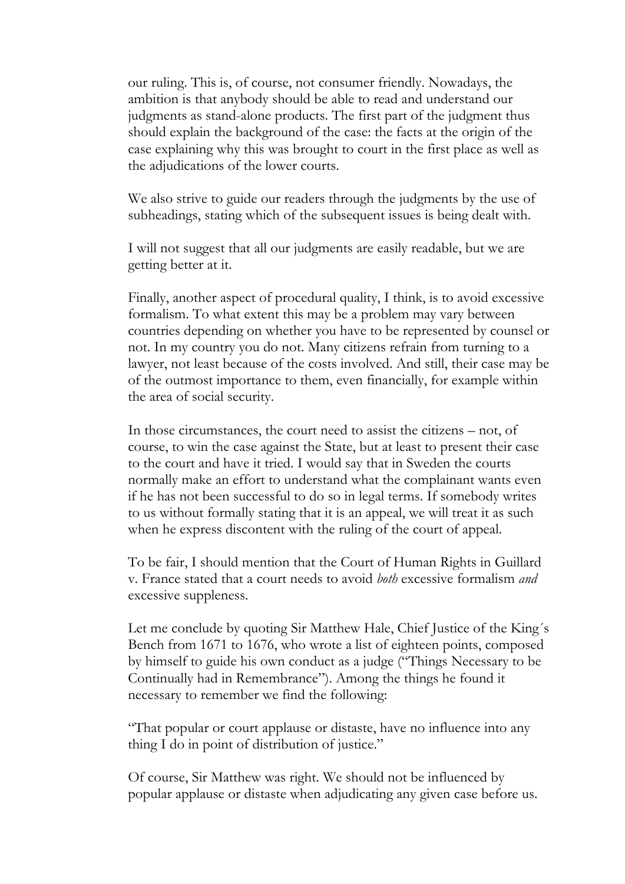our ruling. This is, of course, not consumer friendly. Nowadays, the ambition is that anybody should be able to read and understand our judgments as stand-alone products. The first part of the judgment thus should explain the background of the case: the facts at the origin of the case explaining why this was brought to court in the first place as well as the adjudications of the lower courts.

We also strive to guide our readers through the judgments by the use of subheadings, stating which of the subsequent issues is being dealt with.

I will not suggest that all our judgments are easily readable, but we are getting better at it.

Finally, another aspect of procedural quality, I think, is to avoid excessive formalism. To what extent this may be a problem may vary between countries depending on whether you have to be represented by counsel or not. In my country you do not. Many citizens refrain from turning to a lawyer, not least because of the costs involved. And still, their case may be of the outmost importance to them, even financially, for example within the area of social security.

In those circumstances, the court need to assist the citizens – not, of course, to win the case against the State, but at least to present their case to the court and have it tried. I would say that in Sweden the courts normally make an effort to understand what the complainant wants even if he has not been successful to do so in legal terms. If somebody writes to us without formally stating that it is an appeal, we will treat it as such when he express discontent with the ruling of the court of appeal.

To be fair, I should mention that the Court of Human Rights in Guillard v. France stated that a court needs to avoid *both* excessive formalism *and* excessive suppleness.

Let me conclude by quoting Sir Matthew Hale, Chief Justice of the King´s Bench from 1671 to 1676, who wrote a list of eighteen points, composed by himself to guide his own conduct as a judge ("Things Necessary to be Continually had in Remembrance"). Among the things he found it necessary to remember we find the following:

"That popular or court applause or distaste, have no influence into any thing I do in point of distribution of justice."

Of course, Sir Matthew was right. We should not be influenced by popular applause or distaste when adjudicating any given case before us.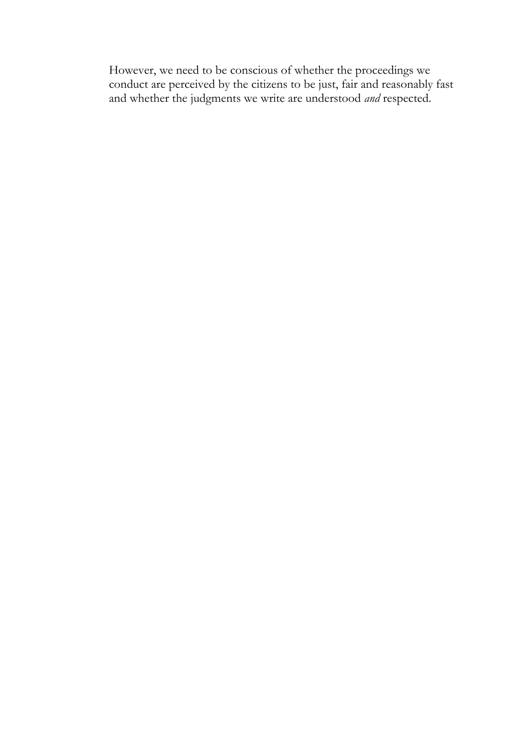However, we need to be conscious of whether the proceedings we conduct are perceived by the citizens to be just, fair and reasonably fast and whether the judgments we write are understood *and* respected.